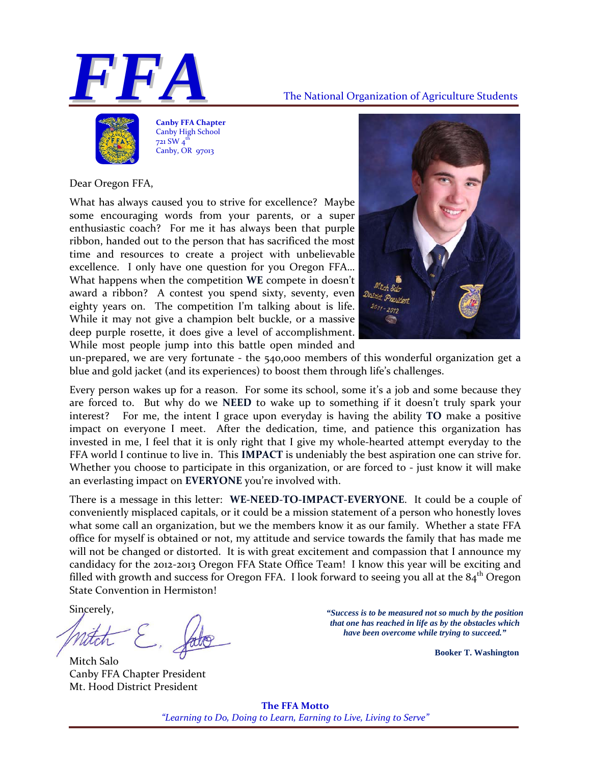# FFA

The National Organization of Agriculture Students

**Canby FFA Chapter**
Canby High School
721 SW 4th
Canby, OR 97013

Dear Oregon FFA,

What has always caused you to strive for excellence? Maybe some encouraging words from your parents, or a super enthusiastic coach? For me it has always been that purple ribbon, handed out to the person that has sacrificed the most time and resources to create a project with unbelievable excellence. I only have one question for you Oregon FFA… What happens when the competition **WE** compete in doesn't award a ribbon? A contest you spend sixty, seventy, even eighty years on. The competition I'm talking about is life. While it may not give a champion belt buckle, or a massive deep purple rosette, it does give a level of accomplishment. While most people jump into this battle open minded and un-prepared, we are very fortunate - the 540,000 members of this wonderful organization get a blue and gold jacket (and its experiences) to boost them through life's challenges.

Every person wakes up for a reason. For some its school, some it's a job and some because they are forced to. But why do we **NEED** to wake up to something if it doesn't truly spark your interest? For me, the intent I grace upon everyday is having the ability **TO** make a positive impact on everyone I meet. After the dedication, time, and patience this organization has invested in me, I feel that it is only right that I give my whole-hearted attempt everyday to the FFA world I continue to live in. This **IMPACT** is undeniably the best aspiration one can strive for. Whether you choose to participate in this organization, or are forced to - just know it will make an everlasting impact on **EVERYONE** you're involved with.

There is a message in this letter: **WE-NEED-TO-IMPACT-EVERYONE**. It could be a couple of conveniently misplaced capitals, or it could be a mission statement of a person who honestly loves what some call an organization, but we the members know it as our family. Whether a state FFA office for myself is obtained or not, my attitude and service towards the family that has made me will not be changed or distorted. It is with great excitement and compassion that I announce my candidacy for the 2012-2013 Oregon FFA State Office Team! I know this year will be exciting and filled with growth and success for Oregon FFA. I look forward to seeing you all at the 84th Oregon State Convention in Hermiston!

Sincerely,

Mitch Salo
Canby FFA Chapter President
Mt. Hood District President

***"Success is to be measured not so much by the position that one has reached in life as by the obstacles which have been overcome while trying to succeed."***

**Booker T. Washington**

**The FFA Motto**
*"Learning to Do, Doing to Learn, Earning to Live, Living to Serve"*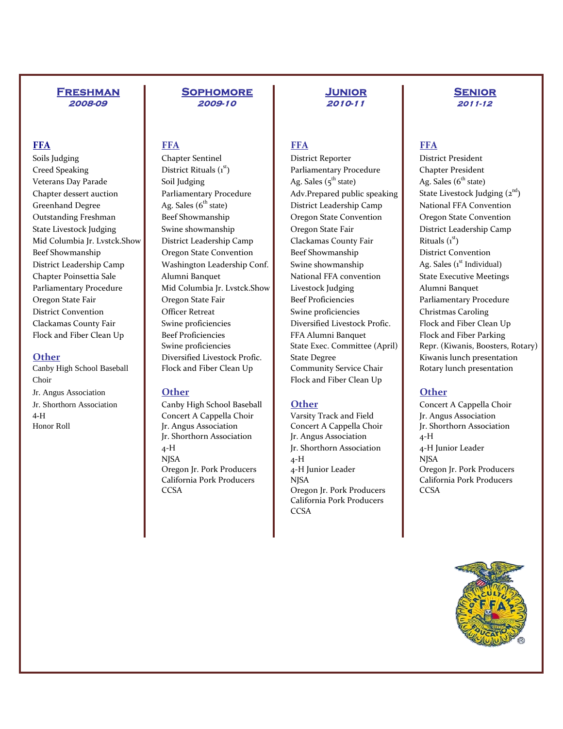## Freshman
### 2008-09

#### FFA

Soils Judging
Creed Speaking
Veterans Day Parade
Chapter dessert auction
Greenhand Degree
Outstanding Freshman
State Livestock Judging
Mid Columbia Jr. Lvstck.Show
Beef Showmanship
District Leadership Camp
Chapter Poinsettia Sale
Parliamentary Procedure
Oregon State Fair
District Convention
Clackamas County Fair
Flock and Fiber Clean Up

#### Other

Canby High School Baseball
Choir
Jr. Angus Association
Jr. Shorthorn Association
4-H
Honor Roll

## Sophomore
### 2009-10

#### FFA

Chapter Sentinel
District Rituals (1st)
Soil Judging
Parliamentary Procedure
Ag. Sales (6th state)
Beef Showmanship
Swine showmanship
District Leadership Camp
Oregon State Convention
Washington Leadership Conf.
Alumni Banquet
Mid Columbia Jr. Lvstck.Show
Oregon State Fair
Officer Retreat
Swine proficiencies
Beef Proficiencies
Swine proficiencies
Diversified Livestock Profic.
Flock and Fiber Clean Up

#### Other

Canby High School Baseball
Concert A Cappella Choir
Jr. Angus Association
Jr. Shorthorn Association
4-H
NJSA
Oregon Jr. Pork Producers
California Pork Producers
CCSA

## Junior
### 2010-11

#### FFA

District Reporter
Parliamentary Procedure
Ag. Sales (5th state)
Adv.Prepared public speaking
District Leadership Camp
Oregon State Convention
Oregon State Fair
Clackamas County Fair
Beef Showmanship
Swine showmanship
National FFA convention
Livestock Judging
Beef Proficiencies
Swine proficiencies
Diversified Livestock Profic.
FFA Alumni Banquet
State Exec. Committee (April)
State Degree
Community Service Chair
Flock and Fiber Clean Up

#### Other

Varsity Track and Field
Concert A Cappella Choir
Jr. Angus Association
Jr. Shorthorn Association
4-H
4-H Junior Leader
NJSA
Oregon Jr. Pork Producers
California Pork Producers
CCSA

## Senior
### 2011-12

#### FFA

District President
Chapter President
Ag. Sales (6th state)
State Livestock Judging (2nd)
National FFA Convention
Oregon State Convention
District Leadership Camp
Rituals (1st)
District Convention
Ag. Sales (1st Individual)
State Executive Meetings
Alumni Banquet
Parliamentary Procedure
Christmas Caroling
Flock and Fiber Clean Up
Flock and Fiber Parking
Repr. (Kiwanis, Boosters, Rotary)
Kiwanis lunch presentation
Rotary lunch presentation

#### Other

Concert A Cappella Choir
Jr. Angus Association
Jr. Shorthorn Association
4-H
4-H Junior Leader
NJSA
Oregon Jr. Pork Producers
California Pork Producers
CCSA